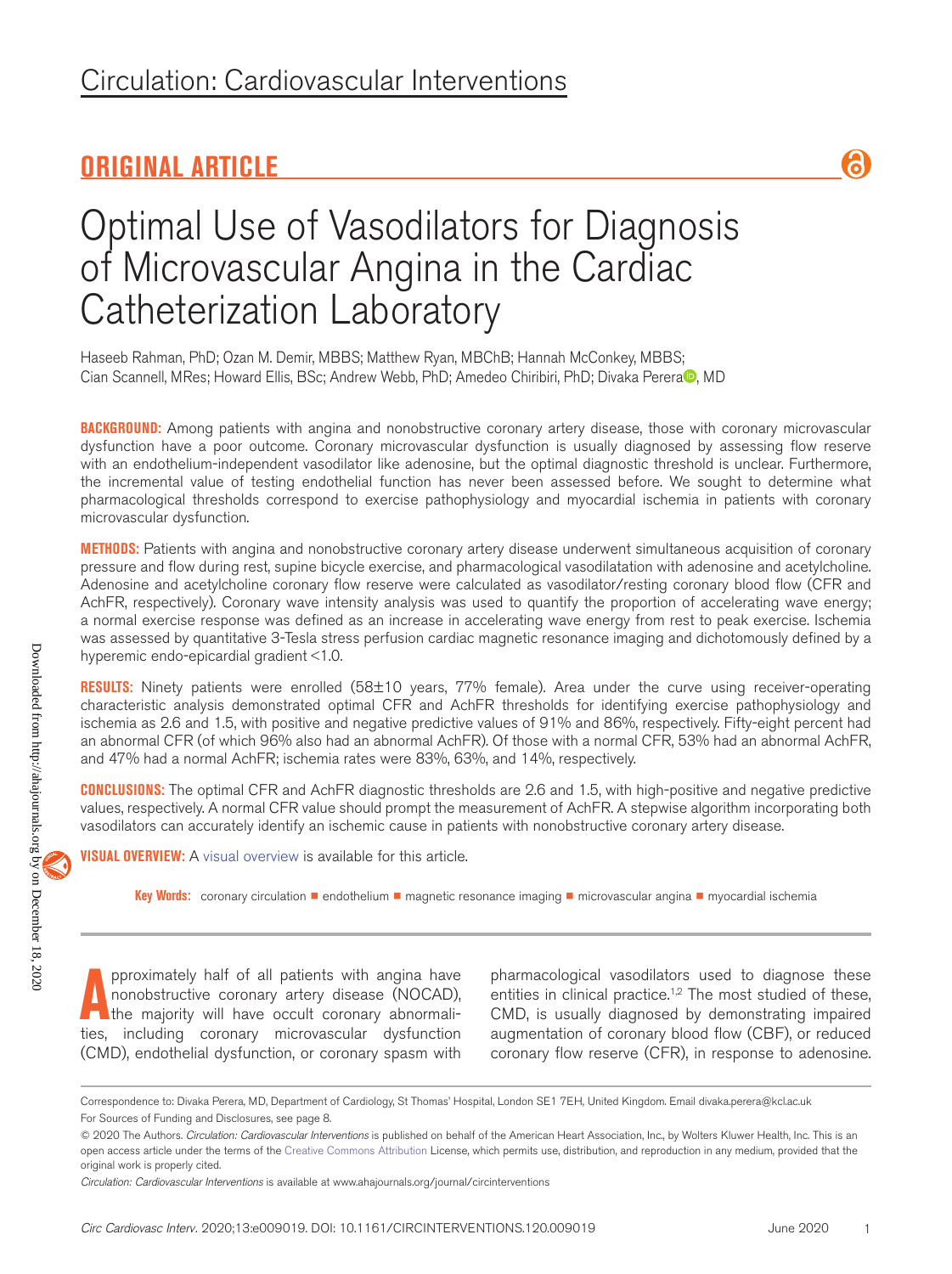Circulation: Cardiovascular Interventions

ORIGINAL ARTICLE

# Optimal Use of Vasodilators for Diagnosis of Microvascular Angina in the Cardiac Catheterization Laboratory

Haseeb Rahman, PhD; Ozan M. Demir, MBBS; Matthew Ryan, MBChB; Hannah McConkey, MBBS; Cian Scannell, MRes; Howard Ellis, BSc; Andrew Webb, PhD; Amedeo Chiribiri, PhD; Divaka Perera, MD

**BACKGROUND:** Among patients with angina and nonobstructive coronary artery disease, those with coronary microvascular dysfunction have a poor outcome. Coronary microvascular dysfunction is usually diagnosed by assessing flow reserve with an endothelium-independent vasodilator like adenosine, but the optimal diagnostic threshold is unclear. Furthermore, the incremental value of testing endothelial function has never been assessed before. We sought to determine what pharmacological thresholds correspond to exercise pathophysiology and myocardial ischemia in patients with coronary microvascular dysfunction.

**METHODS:** Patients with angina and nonobstructive coronary artery disease underwent simultaneous acquisition of coronary pressure and flow during rest, supine bicycle exercise, and pharmacological vasodilatation with adenosine and acetylcholine. Adenosine and acetylcholine coronary flow reserve were calculated as vasodilator/resting coronary blood flow (CFR and AchFR, respectively). Coronary wave intensity analysis was used to quantify the proportion of accelerating wave energy; a normal exercise response was defined as an increase in accelerating wave energy from rest to peak exercise. Ischemia was assessed by quantitative 3-Tesla stress perfusion cardiac magnetic resonance imaging and dichotomously defined by a hyperemic endo-epicardial gradient <1.0.

**RESULTS:** Ninety patients were enrolled (58±10 years, 77% female). Area under the curve using receiver-operating characteristic analysis demonstrated optimal CFR and AchFR thresholds for identifying exercise pathophysiology and ischemia as 2.6 and 1.5, with positive and negative predictive values of 91% and 86%, respectively. Fifty-eight percent had an abnormal CFR (of which 96% also had an abnormal AchFR). Of those with a normal CFR, 53% had an abnormal AchFR, and 47% had a normal AchFR; ischemia rates were 83%, 63%, and 14%, respectively.

**CONCLUSIONS:** The optimal CFR and AchFR diagnostic thresholds are 2.6 and 1.5, with high-positive and negative predictive values, respectively. A normal CFR value should prompt the measurement of AchFR. A stepwise algorithm incorporating both vasodilators can accurately identify an ischemic cause in patients with nonobstructive coronary artery disease.

**VISUAL OVERVIEW:** A visual overview is available for this article.

**Key Words:** coronary circulation ■ endothelium ■ magnetic resonance imaging ■ microvascular angina ■ myocardial ischemia

Approximately half of all patients with angina have nonobstructive coronary artery disease (NOCAD), the majority will have occult coronary abnormalities, including coronary microvascular dysfunction (CMD), endothelial dysfunction, or coronary spasm with pharmacological vasodilators used to diagnose these entities in clinical practice.[1,2] The most studied of these, CMD, is usually diagnosed by demonstrating impaired augmentation of coronary blood flow (CBF), or reduced coronary flow reserve (CFR), in response to adenosine.

Correspondence to: Divaka Perera, MD, Department of Cardiology, St Thomas' Hospital, London SE1 7EH, United Kingdom. Email divaka.perera@kcl.ac.uk

For Sources of Funding and Disclosures, see page 8.

© 2020 The Authors. *Circulation: Cardiovascular Interventions* is published on behalf of the American Heart Association, Inc., by Wolters Kluwer Health, Inc. This is an open access article under the terms of the Creative Commons Attribution License, which permits use, distribution, and reproduction in any medium, provided that the original work is properly cited.

*Circulation: Cardiovascular Interventions* is available at www.ahajournals.org/journal/circinterventions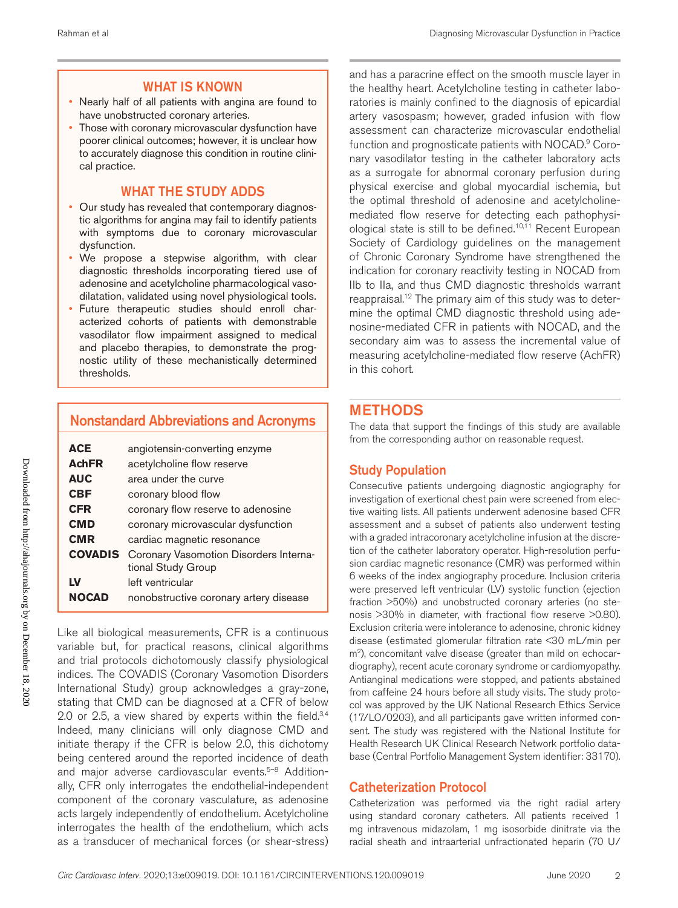## WHAT IS KNOWN

- Nearly half of all patients with angina are found to have unobstructed coronary arteries.
- Those with coronary microvascular dysfunction have poorer clinical outcomes; however, it is unclear how to accurately diagnose this condition in routine clinical practice.

## WHAT THE STUDY ADDS

- Our study has revealed that contemporary diagnostic algorithms for angina may fail to identify patients with symptoms due to coronary microvascular dysfunction.
- We propose a stepwise algorithm, with clear diagnostic thresholds incorporating tiered use of adenosine and acetylcholine pharmacological vasodilatation, validated using novel physiological tools.
- Future therapeutic studies should enroll characterized cohorts of patients with demonstrable vasodilator flow impairment assigned to medical and placebo therapies, to demonstrate the prognostic utility of these mechanistically determined thresholds.

## Nonstandard Abbreviations and Acronyms

| | |
|---|---|
| **ACE** | angiotensin-converting enzyme |
| **AchFR** | acetylcholine flow reserve |
| **AUC** | area under the curve |
| **CBF** | coronary blood flow |
| **CFR** | coronary flow reserve to adenosine |
| **CMD** | coronary microvascular dysfunction |
| **CMR** | cardiac magnetic resonance |
| **COVADIS** | Coronary Vasomotion Disorders International Study Group |
| **LV** | left ventricular |
| **NOCAD** | nonobstructive coronary artery disease |

Like all biological measurements, CFR is a continuous variable but, for practical reasons, clinical algorithms and trial protocols dichotomously classify physiological indices. The COVADIS (Coronary Vasomotion Disorders International Study) group acknowledges a gray-zone, stating that CMD can be diagnosed at a CFR of below 2.0 or 2.5, a view shared by experts within the field.[3,4] Indeed, many clinicians will only diagnose CMD and initiate therapy if the CFR is below 2.0, this dichotomy being centered around the reported incidence of death and major adverse cardiovascular events.[5–8] Additionally, CFR only interrogates the endothelial-independent component of the coronary vasculature, as adenosine acts largely independently of endothelium. Acetylcholine interrogates the health of the endothelium, which acts as a transducer of mechanical forces (or shear-stress) and has a paracrine effect on the smooth muscle layer in the healthy heart. Acetylcholine testing in catheter laboratories is mainly confined to the diagnosis of epicardial artery vasospasm; however, graded infusion with flow assessment can characterize microvascular endothelial function and prognosticate patients with NOCAD.[9] Coronary vasodilator testing in the catheter laboratory acts as a surrogate for abnormal coronary perfusion during physical exercise and global myocardial ischemia, but the optimal threshold of adenosine and acetylcholine-mediated flow reserve for detecting each pathophysiological state is still to be defined.[10,11] Recent European Society of Cardiology guidelines on the management of Chronic Coronary Syndrome have strengthened the indication for coronary reactivity testing in NOCAD from IIb to IIa, and thus CMD diagnostic thresholds warrant reappraisal.[12] The primary aim of this study was to determine the optimal CMD diagnostic threshold using adenosine-mediated CFR in patients with NOCAD, and the secondary aim was to assess the incremental value of measuring acetylcholine-mediated flow reserve (AchFR) in this cohort.

# METHODS

The data that support the findings of this study are available from the corresponding author on reasonable request.

## Study Population

Consecutive patients undergoing diagnostic angiography for investigation of exertional chest pain were screened from elective waiting lists. All patients underwent adenosine based CFR assessment and a subset of patients also underwent testing with a graded intracoronary acetylcholine infusion at the discretion of the catheter laboratory operator. High-resolution perfusion cardiac magnetic resonance (CMR) was performed within 6 weeks of the index angiography procedure. Inclusion criteria were preserved left ventricular (LV) systolic function (ejection fraction >50%) and unobstructed coronary arteries (no stenosis >30% in diameter, with fractional flow reserve >0.80). Exclusion criteria were intolerance to adenosine, chronic kidney disease (estimated glomerular filtration rate <30 mL/min per m$^2$), concomitant valve disease (greater than mild on echocardiography), recent acute coronary syndrome or cardiomyopathy. Antianginal medications were stopped, and patients abstained from caffeine 24 hours before all study visits. The study protocol was approved by the UK National Research Ethics Service (17/LO/0203), and all participants gave written informed consent. The study was registered with the National Institute for Health Research UK Clinical Research Network portfolio database (Central Portfolio Management System identifier: 33170).

## Catheterization Protocol

Catheterization was performed via the right radial artery using standard coronary catheters. All patients received 1 mg intravenous midazolam, 1 mg isosorbide dinitrate via the radial sheath and intraarterial unfractionated heparin (70 U/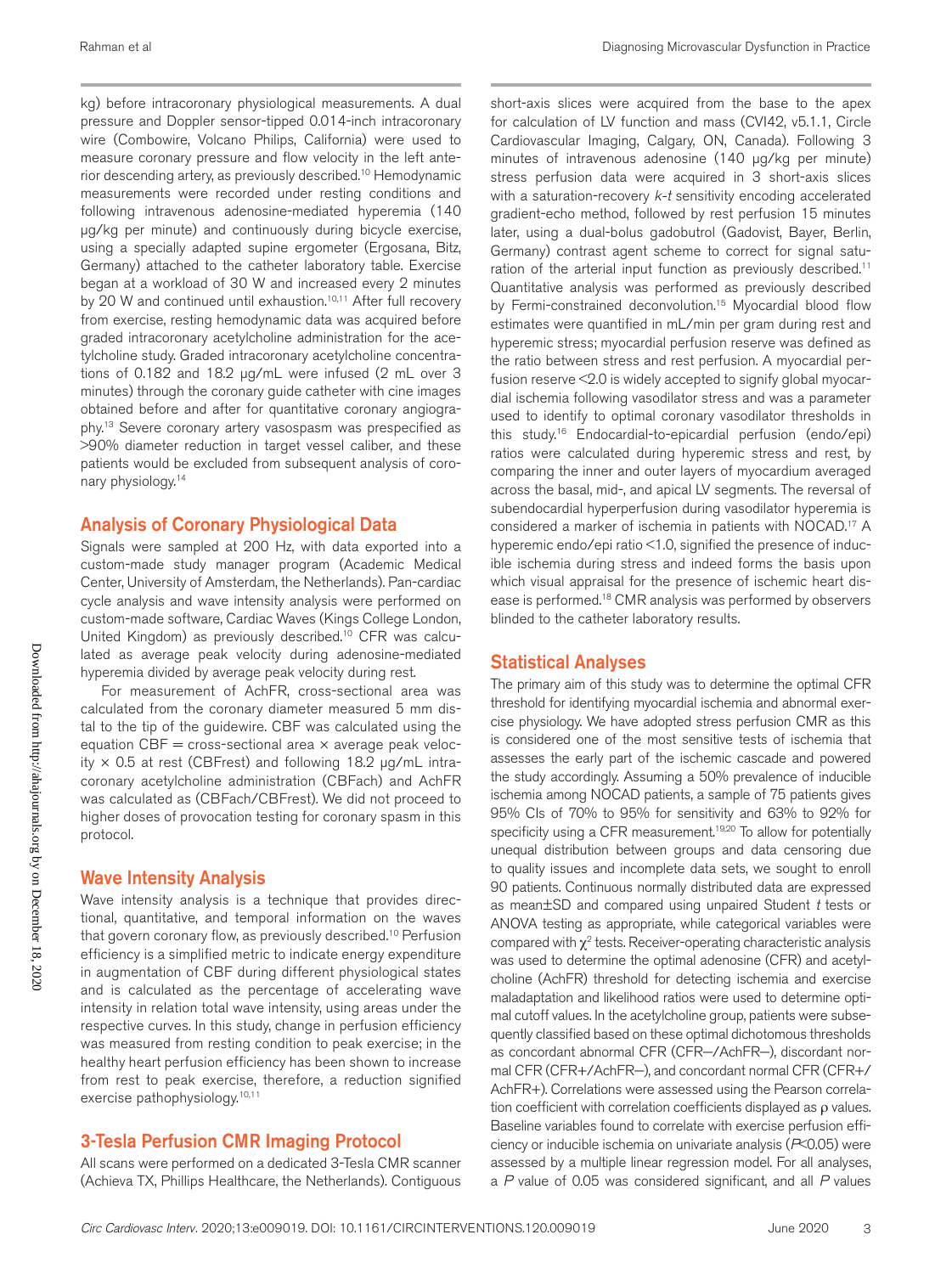kg) before intracoronary physiological measurements. A dual pressure and Doppler sensor-tipped 0.014-inch intracoronary wire (Combowire, Volcano Philips, California) were used to measure coronary pressure and flow velocity in the left anterior descending artery, as previously described.[10] Hemodynamic measurements were recorded under resting conditions and following intravenous adenosine-mediated hyperemia (140 μg/kg per minute) and continuously during bicycle exercise, using a specially adapted supine ergometer (Ergosana, Bitz, Germany) attached to the catheter laboratory table. Exercise began at a workload of 30 W and increased every 2 minutes by 20 W and continued until exhaustion.[10,11] After full recovery from exercise, resting hemodynamic data was acquired before graded intracoronary acetylcholine administration for the acetylcholine study. Graded intracoronary acetylcholine concentrations of 0.182 and 18.2 μg/mL were infused (2 mL over 3 minutes) through the coronary guide catheter with cine images obtained before and after for quantitative coronary angiography.[13] Severe coronary artery vasospasm was prespecified as >90% diameter reduction in target vessel caliber, and these patients would be excluded from subsequent analysis of coronary physiology.[14]

## Analysis of Coronary Physiological Data

Signals were sampled at 200 Hz, with data exported into a custom-made study manager program (Academic Medical Center, University of Amsterdam, the Netherlands). Pan-cardiac cycle analysis and wave intensity analysis were performed on custom-made software, Cardiac Waves (Kings College London, United Kingdom) as previously described.[10] CFR was calculated as average peak velocity during adenosine-mediated hyperemia divided by average peak velocity during rest.

For measurement of AchFR, cross-sectional area was calculated from the coronary diameter measured 5 mm distal to the tip of the guidewire. CBF was calculated using the equation CBF = cross-sectional area × average peak velocity × 0.5 at rest (CBFrest) and following 18.2 μg/mL intracoronary acetylcholine administration (CBFach) and AchFR was calculated as (CBFach/CBFrest). We did not proceed to higher doses of provocation testing for coronary spasm in this protocol.

## Wave Intensity Analysis

Wave intensity analysis is a technique that provides directional, quantitative, and temporal information on the waves that govern coronary flow, as previously described.[10] Perfusion efficiency is a simplified metric to indicate energy expenditure in augmentation of CBF during different physiological states and is calculated as the percentage of accelerating wave intensity in relation total wave intensity, using areas under the respective curves. In this study, change in perfusion efficiency was measured from resting condition to peak exercise; in the healthy heart perfusion efficiency has been shown to increase from rest to peak exercise, therefore, a reduction signified exercise pathophysiology.[10,11]

## 3-Tesla Perfusion CMR Imaging Protocol

All scans were performed on a dedicated 3-Tesla CMR scanner (Achieva TX, Phillips Healthcare, the Netherlands). Contiguous short-axis slices were acquired from the base to the apex for calculation of LV function and mass (CVI42, v5.1.1, Circle Cardiovascular Imaging, Calgary, ON, Canada). Following 3 minutes of intravenous adenosine (140 μg/kg per minute) stress perfusion data were acquired in 3 short-axis slices with a saturation-recovery *k-t* sensitivity encoding accelerated gradient-echo method, followed by rest perfusion 15 minutes later, using a dual-bolus gadobutrol (Gadovist, Bayer, Berlin, Germany) contrast agent scheme to correct for signal saturation of the arterial input function as previously described.[11] Quantitative analysis was performed as previously described by Fermi-constrained deconvolution.[15] Myocardial blood flow estimates were quantified in mL/min per gram during rest and hyperemic stress; myocardial perfusion reserve was defined as the ratio between stress and rest perfusion. A myocardial perfusion reserve <2.0 is widely accepted to signify global myocardial ischemia following vasodilator stress and was a parameter used to identify to optimal coronary vasodilator thresholds in this study.[16] Endocardial-to-epicardial perfusion (endo/epi) ratios were calculated during hyperemic stress and rest, by comparing the inner and outer layers of myocardium averaged across the basal, mid-, and apical LV segments. The reversal of subendocardial hyperperfusion during vasodilator hyperemia is considered a marker of ischemia in patients with NOCAD.[17] A hyperemic endo/epi ratio <1.0, signified the presence of inducible ischemia during stress and indeed forms the basis upon which visual appraisal for the presence of ischemic heart disease is performed.[18] CMR analysis was performed by observers blinded to the catheter laboratory results.

## Statistical Analyses

The primary aim of this study was to determine the optimal CFR threshold for identifying myocardial ischemia and abnormal exercise physiology. We have adopted stress perfusion CMR as this is considered one of the most sensitive tests of ischemia that assesses the early part of the ischemic cascade and powered the study accordingly. Assuming a 50% prevalence of inducible ischemia among NOCAD patients, a sample of 75 patients gives 95% CIs of 70% to 95% for sensitivity and 63% to 92% for specificity using a CFR measurement.[19,20] To allow for potentially unequal distribution between groups and data censoring due to quality issues and incomplete data sets, we sought to enroll 90 patients. Continuous normally distributed data are expressed as mean±SD and compared using unpaired Student *t* tests or ANOVA testing as appropriate, while categorical variables were compared with $\chi^2$ tests. Receiver-operating characteristic analysis was used to determine the optimal adenosine (CFR) and acetylcholine (AchFR) threshold for detecting ischemia and exercise maladaptation and likelihood ratios were used to determine optimal cutoff values. In the acetylcholine group, patients were subsequently classified based on these optimal dichotomous thresholds as concordant abnormal CFR (CFR−/AchFR−), discordant normal CFR (CFR+/AchFR−), and concordant normal CFR (CFR+/AchFR+). Correlations were assessed using the Pearson correlation coefficient with correlation coefficients displayed as ρ values. Baseline variables found to correlate with exercise perfusion efficiency or inducible ischemia on univariate analysis ($P<0.05$) were assessed by a multiple linear regression model. For all analyses, a *P* value of 0.05 was considered significant, and all *P* values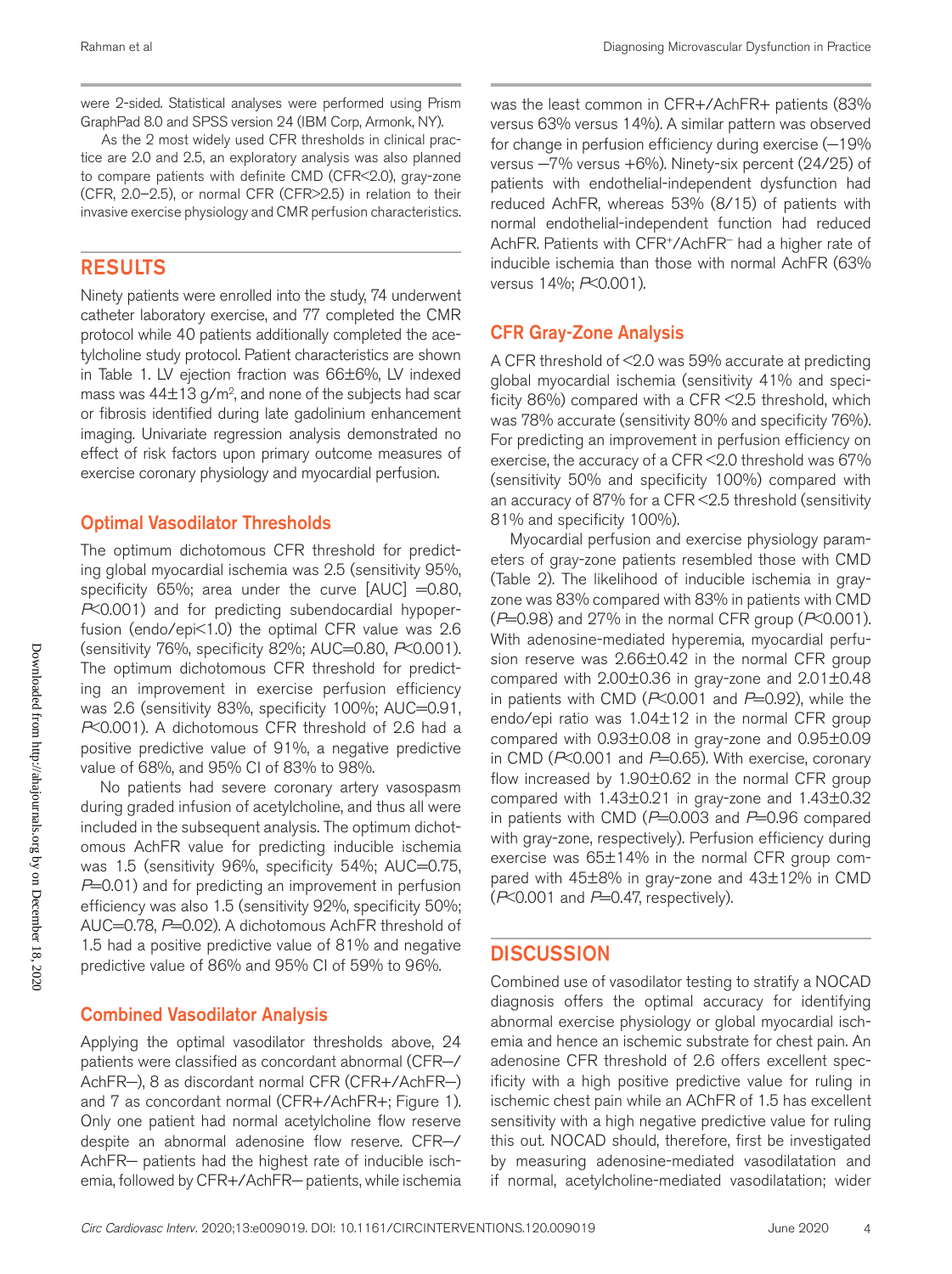were 2-sided. Statistical analyses were performed using Prism GraphPad 8.0 and SPSS version 24 (IBM Corp, Armonk, NY).

As the 2 most widely used CFR thresholds in clinical practice are 2.0 and 2.5, an exploratory analysis was also planned to compare patients with definite CMD (CFR<2.0), gray-zone (CFR, 2.0–2.5), or normal CFR (CFR>2.5) in relation to their invasive exercise physiology and CMR perfusion characteristics.

## RESULTS

Ninety patients were enrolled into the study, 74 underwent catheter laboratory exercise, and 77 completed the CMR protocol while 40 patients additionally completed the acetylcholine study protocol. Patient characteristics are shown in Table 1. LV ejection fraction was 66±6%, LV indexed mass was 44±13 g/m$^2$, and none of the subjects had scar or fibrosis identified during late gadolinium enhancement imaging. Univariate regression analysis demonstrated no effect of risk factors upon primary outcome measures of exercise coronary physiology and myocardial perfusion.

### Optimal Vasodilator Thresholds

The optimum dichotomous CFR threshold for predicting global myocardial ischemia was 2.5 (sensitivity 95%, specificity 65%; area under the curve [AUC] =0.80, *P*<0.001) and for predicting subendocardial hypoperfusion (endo/epi<1.0) the optimal CFR value was 2.6 (sensitivity 76%, specificity 82%; AUC=0.80, *P*<0.001). The optimum dichotomous CFR threshold for predicting an improvement in exercise perfusion efficiency was 2.6 (sensitivity 83%, specificity 100%; AUC=0.91, *P*<0.001). A dichotomous CFR threshold of 2.6 had a positive predictive value of 91%, a negative predictive value of 68%, and 95% CI of 83% to 98%.

No patients had severe coronary artery vasospasm during graded infusion of acetylcholine, and thus all were included in the subsequent analysis. The optimum dichotomous AchFR value for predicting inducible ischemia was 1.5 (sensitivity 96%, specificity 54%; AUC=0.75, *P*=0.01) and for predicting an improvement in perfusion efficiency was also 1.5 (sensitivity 92%, specificity 50%; AUC=0.78, *P*=0.02). A dichotomous AchFR threshold of 1.5 had a positive predictive value of 81% and negative predictive value of 86% and 95% CI of 59% to 96%.

### Combined Vasodilator Analysis

Applying the optimal vasodilator thresholds above, 24 patients were classified as concordant abnormal (CFR−/AchFR−), 8 as discordant normal CFR (CFR+/AchFR−) and 7 as concordant normal (CFR+/AchFR+; Figure 1). Only one patient had normal acetylcholine flow reserve despite an abnormal adenosine flow reserve. CFR−/AchFR− patients had the highest rate of inducible ischemia, followed by CFR+/AchFR− patients, while ischemia was the least common in CFR+/AchFR+ patients (83% versus 63% versus 14%). A similar pattern was observed for change in perfusion efficiency during exercise (−19% versus −7% versus +6%). Ninety-six percent (24/25) of patients with endothelial-independent dysfunction had reduced AchFR, whereas 53% (8/15) of patients with normal endothelial-independent function had reduced AchFR. Patients with CFR$^+$/AchFR$^-$ had a higher rate of inducible ischemia than those with normal AchFR (63% versus 14%; *P*<0.001).

### CFR Gray-Zone Analysis

A CFR threshold of <2.0 was 59% accurate at predicting global myocardial ischemia (sensitivity 41% and specificity 86%) compared with a CFR <2.5 threshold, which was 78% accurate (sensitivity 80% and specificity 76%). For predicting an improvement in perfusion efficiency on exercise, the accuracy of a CFR <2.0 threshold was 67% (sensitivity 50% and specificity 100%) compared with an accuracy of 87% for a CFR <2.5 threshold (sensitivity 81% and specificity 100%).

Myocardial perfusion and exercise physiology parameters of gray-zone patients resembled those with CMD (Table 2). The likelihood of inducible ischemia in gray-zone was 83% compared with 83% in patients with CMD (*P*=0.98) and 27% in the normal CFR group (*P*<0.001). With adenosine-mediated hyperemia, myocardial perfusion reserve was 2.66±0.42 in the normal CFR group compared with 2.00±0.36 in gray-zone and 2.01±0.48 in patients with CMD (*P*<0.001 and *P*=0.92), while the endo/epi ratio was 1.04±12 in the normal CFR group compared with 0.93±0.08 in gray-zone and 0.95±0.09 in CMD (*P*<0.001 and *P*=0.65). With exercise, coronary flow increased by 1.90±0.62 in the normal CFR group compared with 1.43±0.21 in gray-zone and 1.43±0.32 in patients with CMD (*P*=0.003 and *P*=0.96 compared with gray-zone, respectively). Perfusion efficiency during exercise was 65±14% in the normal CFR group compared with 45±8% in gray-zone and 43±12% in CMD (*P*<0.001 and *P*=0.47, respectively).

## DISCUSSION

Combined use of vasodilator testing to stratify a NOCAD diagnosis offers the optimal accuracy for identifying abnormal exercise physiology or global myocardial ischemia and hence an ischemic substrate for chest pain. An adenosine CFR threshold of 2.6 offers excellent specificity with a high positive predictive value for ruling in ischemic chest pain while an AChFR of 1.5 has excellent sensitivity with a high negative predictive value for ruling this out. NOCAD should, therefore, first be investigated by measuring adenosine-mediated vasodilatation and if normal, acetylcholine-mediated vasodilatation; wider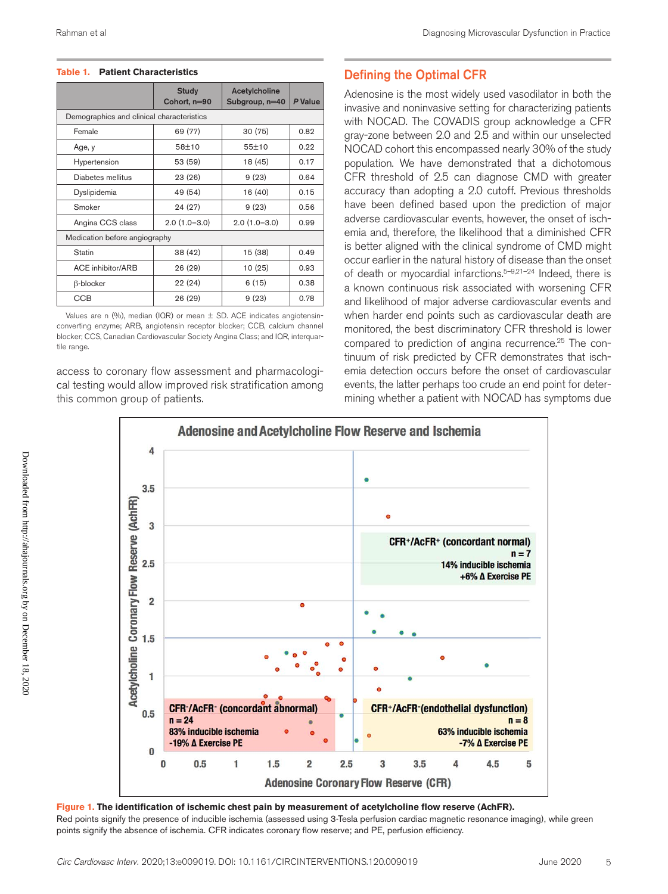**Table 1. Patient Characteristics**

| | Study Cohort, n=90 | Acetylcholine Subgroup, n=40 | P Value |
|---|---|---|---|
| Demographics and clinical characteristics | | | |
| Female | 69 (77) | 30 (75) | 0.82 |
| Age, y | 58±10 | 55±10 | 0.22 |
| Hypertension | 53 (59) | 18 (45) | 0.17 |
| Diabetes mellitus | 23 (26) | 9 (23) | 0.64 |
| Dyslipidemia | 49 (54) | 16 (40) | 0.15 |
| Smoker | 24 (27) | 9 (23) | 0.56 |
| Angina CCS class | 2.0 (1.0–3.0) | 2.0 (1.0–3.0) | 0.99 |
| Medication before angiography | | | |
| Statin | 38 (42) | 15 (38) | 0.49 |
| ACE inhibitor/ARB | 26 (29) | 10 (25) | 0.93 |
| β-blocker | 22 (24) | 6 (15) | 0.38 |
| CCB | 26 (29) | 9 (23) | 0.78 |

Values are n (%), median (IQR) or mean ± SD. ACE indicates angiotensin-converting enzyme; ARB, angiotensin receptor blocker; CCB, calcium channel blocker; CCS, Canadian Cardiovascular Society Angina Class; and IQR, interquartile range.

access to coronary flow assessment and pharmacological testing would allow improved risk stratification among this common group of patients.

## Defining the Optimal CFR

Adenosine is the most widely used vasodilator in both the invasive and noninvasive setting for characterizing patients with NOCAD. The COVADIS group acknowledge a CFR gray-zone between 2.0 and 2.5 and within our unselected NOCAD cohort this encompassed nearly 30% of the study population. We have demonstrated that a dichotomous CFR threshold of 2.5 can diagnose CMD with greater accuracy than adopting a 2.0 cutoff. Previous thresholds have been defined based upon the prediction of major adverse cardiovascular events, however, the onset of ischemia and, therefore, the likelihood that a diminished CFR is better aligned with the clinical syndrome of CMD might occur earlier in the natural history of disease than the onset of death or myocardial infarctions.[5–9,21–24] Indeed, there is a known continuous risk associated with worsening CFR and likelihood of major adverse cardiovascular events and when harder end points such as cardiovascular death are monitored, the best discriminatory CFR threshold is lower compared to prediction of angina recurrence.[25] The continuum of risk predicted by CFR demonstrates that ischemia detection occurs before the onset of cardiovascular events, the latter perhaps too crude an end point for determining whether a patient with NOCAD has symptoms due

**Figure 1. The identification of ischemic chest pain by measurement of acetylcholine flow reserve (AchFR).** Red points signify the presence of inducible ischemia (assessed using 3-Tesla perfusion cardiac magnetic resonance imaging), while green points signify the absence of ischemia. CFR indicates coronary flow reserve; and PE, perfusion efficiency.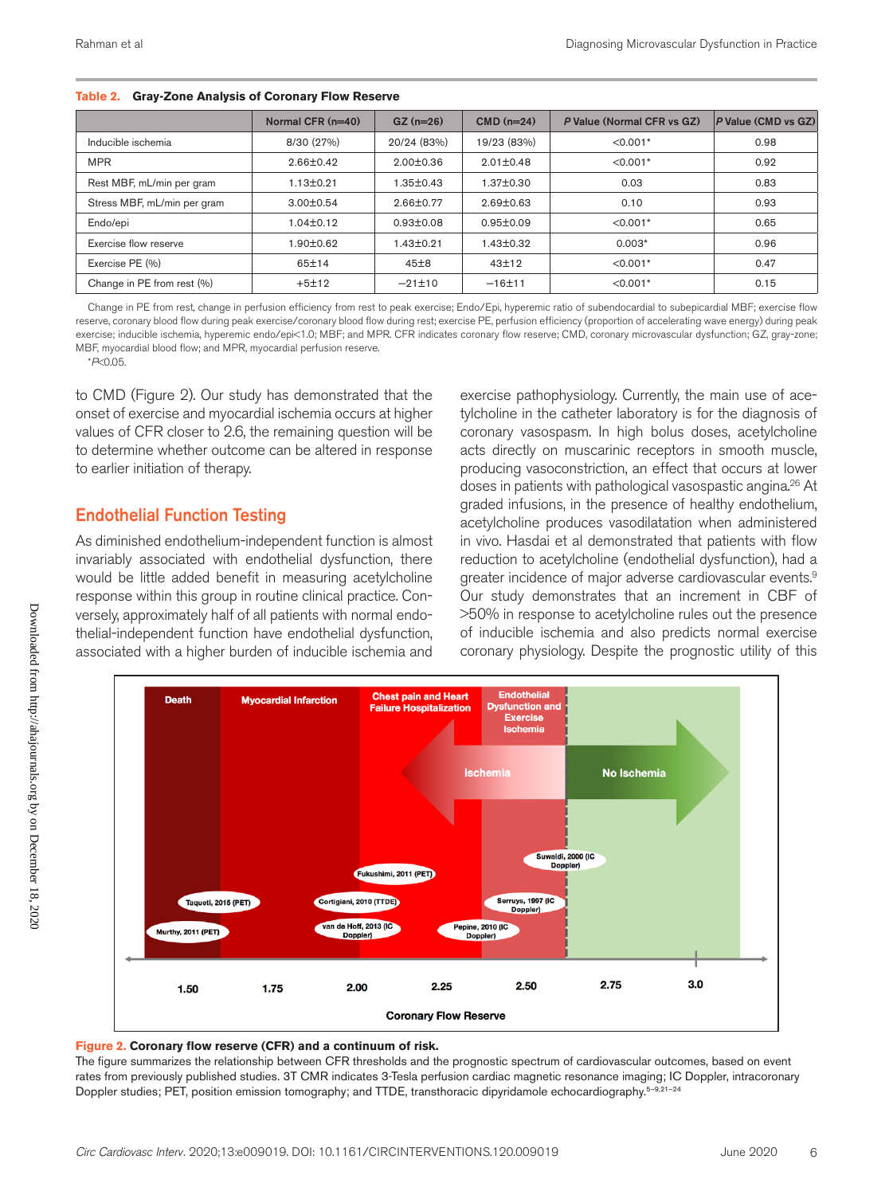**Table 2. Gray-Zone Analysis of Coronary Flow Reserve**

| | Normal CFR (n=40) | GZ (n=26) | CMD (n=24) | *P* Value (Normal CFR vs GZ) | *P* Value (CMD vs GZ) |
|---|---|---|---|---|---|
| Inducible ischemia | 8/30 (27%) | 20/24 (83%) | 19/23 (83%) | <0.001* | 0.98 |
| MPR | 2.66±0.42 | 2.00±0.36 | 2.01±0.48 | <0.001* | 0.92 |
| Rest MBF, mL/min per gram | 1.13±0.21 | 1.35±0.43 | 1.37±0.30 | 0.03 | 0.83 |
| Stress MBF, mL/min per gram | 3.00±0.54 | 2.66±0.77 | 2.69±0.63 | 0.10 | 0.93 |
| Endo/epi | 1.04±0.12 | 0.93±0.08 | 0.95±0.09 | <0.001* | 0.65 |
| Exercise flow reserve | 1.90±0.62 | 1.43±0.21 | 1.43±0.32 | 0.003* | 0.96 |
| Exercise PE (%) | 65±14 | 45±8 | 43±12 | <0.001* | 0.47 |
| Change in PE from rest (%) | +5±12 | −21±10 | −16±11 | <0.001* | 0.15 |

Change in PE from rest, change in perfusion efficiency from rest to peak exercise; Endo/Epi, hyperemic ratio of subendocardial to subepicardial MBF; exercise flow reserve, coronary blood flow during peak exercise/coronary blood flow during rest; exercise PE, perfusion efficiency (proportion of accelerating wave energy) during peak exercise; inducible ischemia, hyperemic endo/epi<1.0; MBF; and MPR. CFR indicates coronary flow reserve; CMD, coronary microvascular dysfunction; GZ, gray-zone; MBF, myocardial blood flow; and MPR, myocardial perfusion reserve.

\**P*<0.05.

to CMD (Figure 2). Our study has demonstrated that the onset of exercise and myocardial ischemia occurs at higher values of CFR closer to 2.6, the remaining question will be to determine whether outcome can be altered in response to earlier initiation of therapy.

## Endothelial Function Testing

As diminished endothelium-independent function is almost invariably associated with endothelial dysfunction, there would be little added benefit in measuring acetylcholine response within this group in routine clinical practice. Conversely, approximately half of all patients with normal endothelial-independent function have endothelial dysfunction, associated with a higher burden of inducible ischemia and exercise pathophysiology. Currently, the main use of acetylcholine in the catheter laboratory is for the diagnosis of coronary vasospasm. In high bolus doses, acetylcholine acts directly on muscarinic receptors in smooth muscle, producing vasoconstriction, an effect that occurs at lower doses in patients with pathological vasospastic angina.[26] At graded infusions, in the presence of healthy endothelium, acetylcholine produces vasodilatation when administered in vivo. Hasdai et al demonstrated that patients with flow reduction to acetylcholine (endothelial dysfunction), had a greater incidence of major adverse cardiovascular events.[9] Our study demonstrates that an increment in CBF of >50% in response to acetylcholine rules out the presence of inducible ischemia and also predicts normal exercise coronary physiology. Despite the prognostic utility of this

**Figure 2. Coronary flow reserve (CFR) and a continuum of risk.**
The figure summarizes the relationship between CFR thresholds and the prognostic spectrum of cardiovascular outcomes, based on event rates from previously published studies. 3T CMR indicates 3-Tesla perfusion cardiac magnetic resonance imaging; IC Doppler, intracoronary Doppler studies; PET, position emission tomography; and TTDE, transthoracic dipyridamole echocardiography.[5–9,21–24]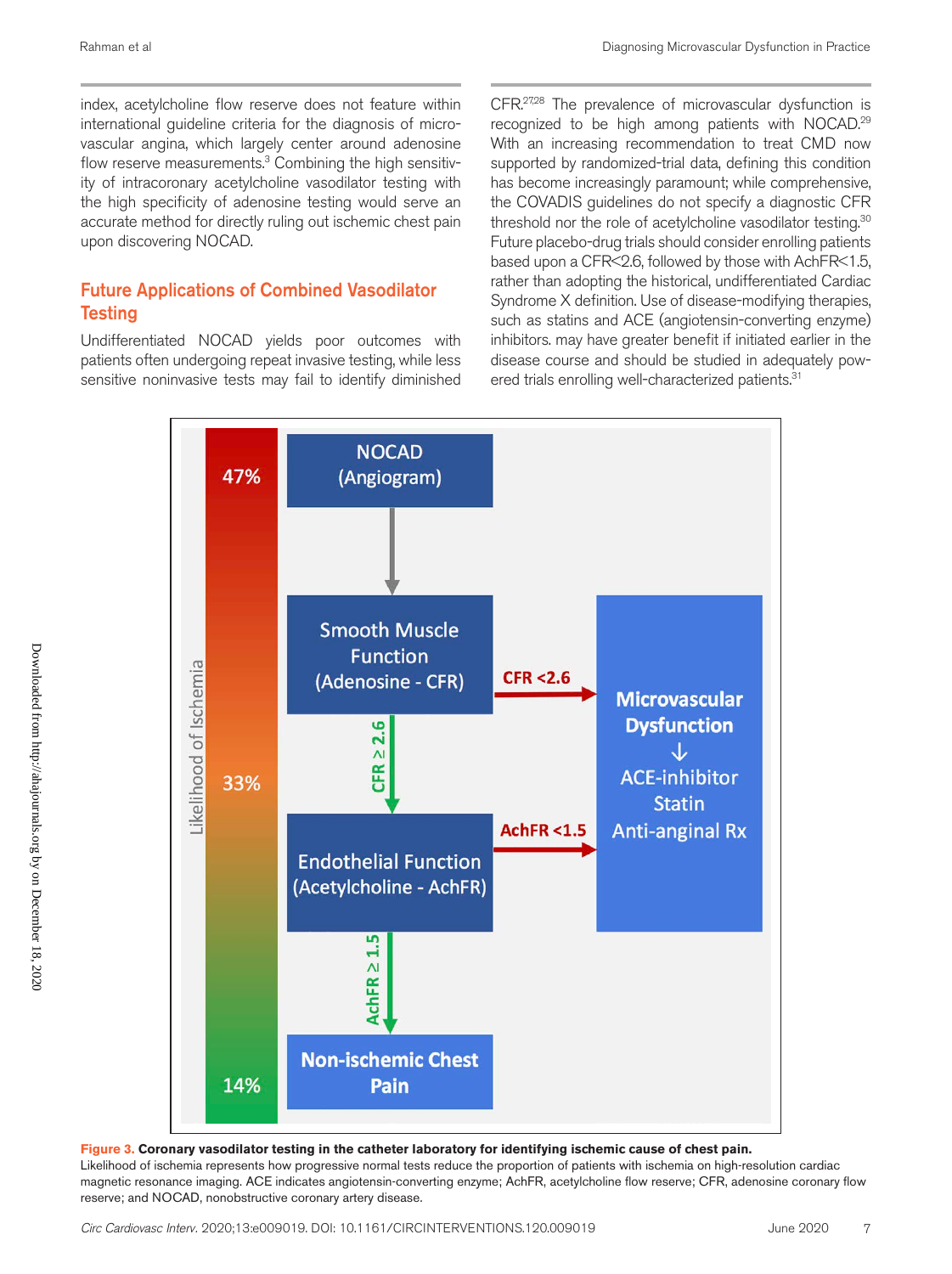index, acetylcholine flow reserve does not feature within international guideline criteria for the diagnosis of microvascular angina, which largely center around adenosine flow reserve measurements.[3] Combining the high sensitivity of intracoronary acetylcholine vasodilator testing with the high specificity of adenosine testing would serve an accurate method for directly ruling out ischemic chest pain upon discovering NOCAD.

## Future Applications of Combined Vasodilator Testing

Undifferentiated NOCAD yields poor outcomes with patients often undergoing repeat invasive testing, while less sensitive noninvasive tests may fail to identify diminished CFR.[27,28] The prevalence of microvascular dysfunction is recognized to be high among patients with NOCAD.[29] With an increasing recommendation to treat CMD now supported by randomized-trial data, defining this condition has become increasingly paramount; while comprehensive, the COVADIS guidelines do not specify a diagnostic CFR threshold nor the role of acetylcholine vasodilator testing.[30] Future placebo-drug trials should consider enrolling patients based upon a CFR<2.6, followed by those with AchFR<1.5, rather than adopting the historical, undifferentiated Cardiac Syndrome X definition. Use of disease-modifying therapies, such as statins and ACE (angiotensin-converting enzyme) inhibitors. may have greater benefit if initiated earlier in the disease course and should be studied in adequately powered trials enrolling well-characterized patients.[31]

**Figure 3. Coronary vasodilator testing in the catheter laboratory for identifying ischemic cause of chest pain.**
Likelihood of ischemia represents how progressive normal tests reduce the proportion of patients with ischemia on high-resolution cardiac magnetic resonance imaging. ACE indicates angiotensin-converting enzyme; AchFR, acetylcholine flow reserve; CFR, adenosine coronary flow reserve; and NOCAD, nonobstructive coronary artery disease.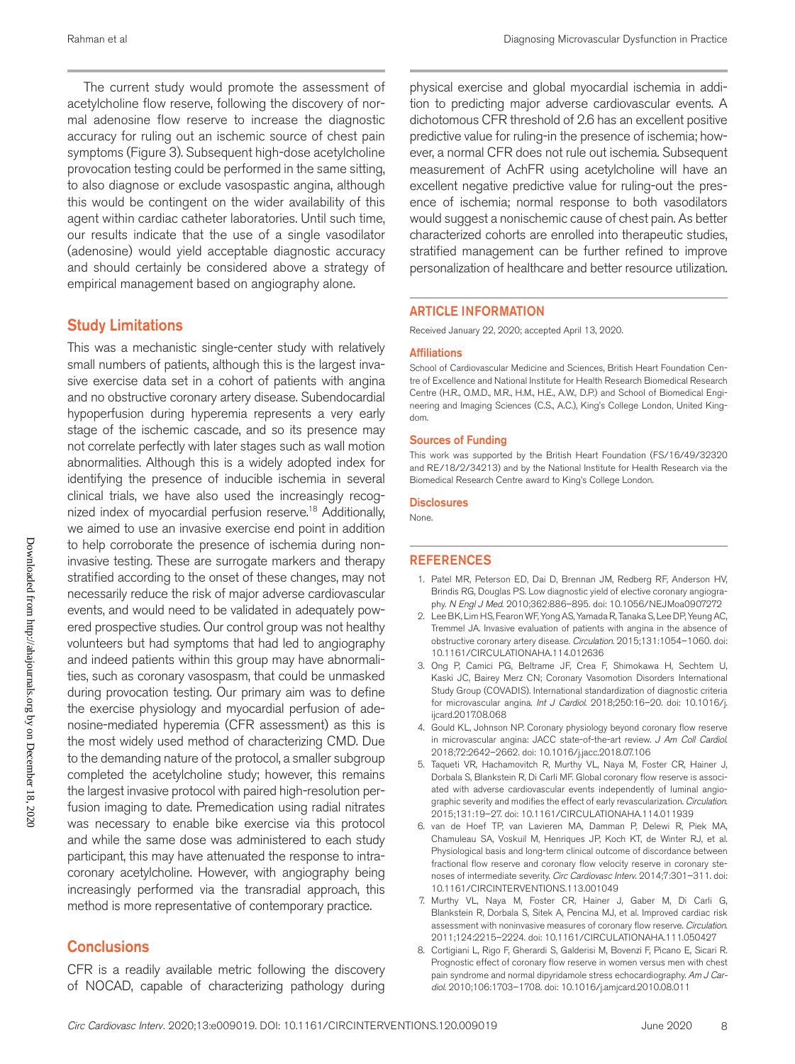The current study would promote the assessment of acetylcholine flow reserve, following the discovery of normal adenosine flow reserve to increase the diagnostic accuracy for ruling out an ischemic source of chest pain symptoms (Figure 3). Subsequent high-dose acetylcholine provocation testing could be performed in the same sitting, to also diagnose or exclude vasospastic angina, although this would be contingent on the wider availability of this agent within cardiac catheter laboratories. Until such time, our results indicate that the use of a single vasodilator (adenosine) would yield acceptable diagnostic accuracy and should certainly be considered above a strategy of empirical management based on angiography alone.

## Study Limitations

This was a mechanistic single-center study with relatively small numbers of patients, although this is the largest invasive exercise data set in a cohort of patients with angina and no obstructive coronary artery disease. Subendocardial hypoperfusion during hyperemia represents a very early stage of the ischemic cascade, and so its presence may not correlate perfectly with later stages such as wall motion abnormalities. Although this is a widely adopted index for identifying the presence of inducible ischemia in several clinical trials, we have also used the increasingly recognized index of myocardial perfusion reserve.[18] Additionally, we aimed to use an invasive exercise end point in addition to help corroborate the presence of ischemia during noninvasive testing. These are surrogate markers and therapy stratified according to the onset of these changes, may not necessarily reduce the risk of major adverse cardiovascular events, and would need to be validated in adequately powered prospective studies. Our control group was not healthy volunteers but had symptoms that had led to angiography and indeed patients within this group may have abnormalities, such as coronary vasospasm, that could be unmasked during provocation testing. Our primary aim was to define the exercise physiology and myocardial perfusion of adenosine-mediated hyperemia (CFR assessment) as this is the most widely used method of characterizing CMD. Due to the demanding nature of the protocol, a smaller subgroup completed the acetylcholine study; however, this remains the largest invasive protocol with paired high-resolution perfusion imaging to date. Premedication using radial nitrates was necessary to enable bike exercise via this protocol and while the same dose was administered to each study participant, this may have attenuated the response to intracoronary acetylcholine. However, with angiography being increasingly performed via the transradial approach, this method is more representative of contemporary practice.

## Conclusions

CFR is a readily available metric following the discovery of NOCAD, capable of characterizing pathology during physical exercise and global myocardial ischemia in addition to predicting major adverse cardiovascular events. A dichotomous CFR threshold of 2.6 has an excellent positive predictive value for ruling-in the presence of ischemia; however, a normal CFR does not rule out ischemia. Subsequent measurement of AchFR using acetylcholine will have an excellent negative predictive value for ruling-out the presence of ischemia; normal response to both vasodilators would suggest a nonischemic cause of chest pain. As better characterized cohorts are enrolled into therapeutic studies, stratified management can be further refined to improve personalization of healthcare and better resource utilization.

## ARTICLE INFORMATION

Received January 22, 2020; accepted April 13, 2020.

### Affiliations

School of Cardiovascular Medicine and Sciences, British Heart Foundation Centre of Excellence and National Institute for Health Research Biomedical Research Centre (H.R., O.M.D., M.R., H.M., H.E., A.W., D.P.) and School of Biomedical Engineering and Imaging Sciences (C.S., A.C.), King's College London, United Kingdom.

### Sources of Funding

This work was supported by the British Heart Foundation (FS/16/49/32320 and RE/18/2/34213) and by the National Institute for Health Research via the Biomedical Research Centre award to King's College London.

### Disclosures

None.

## REFERENCES

1. Patel MR, Peterson ED, Dai D, Brennan JM, Redberg RF, Anderson HV, Brindis RG, Douglas PS. Low diagnostic yield of elective coronary angiography. *N Engl J Med*. 2010;362:886–895. doi: 10.1056/NEJMoa0907272
2. Lee BK, Lim HS, Fearon WF, Yong AS, Yamada R, Tanaka S, Lee DP, Yeung AC, Tremmel JA. Invasive evaluation of patients with angina in the absence of obstructive coronary artery disease. *Circulation*. 2015;131:1054–1060. doi: 10.1161/CIRCULATIONAHA.114.012636
3. Ong P, Camici PG, Beltrame JF, Crea F, Shimokawa H, Sechtem U, Kaski JC, Bairey Merz CN; Coronary Vasomotion Disorders International Study Group (COVADIS). International standardization of diagnostic criteria for microvascular angina. *Int J Cardiol*. 2018;250:16–20. doi: 10.1016/j.ijcard.2017.08.068
4. Gould KL, Johnson NP. Coronary physiology beyond coronary flow reserve in microvascular angina: JACC state-of-the-art review. *J Am Coll Cardiol*. 2018;72:2642–2662. doi: 10.1016/j.jacc.2018.07.106
5. Taqueti VR, Hachamovitch R, Murthy VL, Naya M, Foster CR, Hainer J, Dorbala S, Blankstein R, Di Carli MF. Global coronary flow reserve is associated with adverse cardiovascular events independently of luminal angiographic severity and modifies the effect of early revascularization. *Circulation*. 2015;131:19–27. doi: 10.1161/CIRCULATIONAHA.114.011939
6. van de Hoef TP, van Lavieren MA, Damman P, Delewi R, Piek MA, Chamuleau SA, Voskuil M, Henriques JP, Koch KT, de Winter RJ, et al. Physiological basis and long-term clinical outcome of discordance between fractional flow reserve and coronary flow velocity reserve in coronary stenoses of intermediate severity. *Circ Cardiovasc Interv*. 2014;7:301–311. doi: 10.1161/CIRCINTERVENTIONS.113.001049
7. Murthy VL, Naya M, Foster CR, Hainer J, Gaber M, Di Carli G, Blankstein R, Dorbala S, Sitek A, Pencina MJ, et al. Improved cardiac risk assessment with noninvasive measures of coronary flow reserve. *Circulation*. 2011;124:2215–2224. doi: 10.1161/CIRCULATIONAHA.111.050427
8. Cortigiani L, Rigo F, Gherardi S, Galderisi M, Bovenzi F, Picano E, Sicari R. Prognostic effect of coronary flow reserve in women versus men with chest pain syndrome and normal dipyridamole stress echocardiography. *Am J Cardiol*. 2010;106:1703–1708. doi: 10.1016/j.amjcard.2010.08.011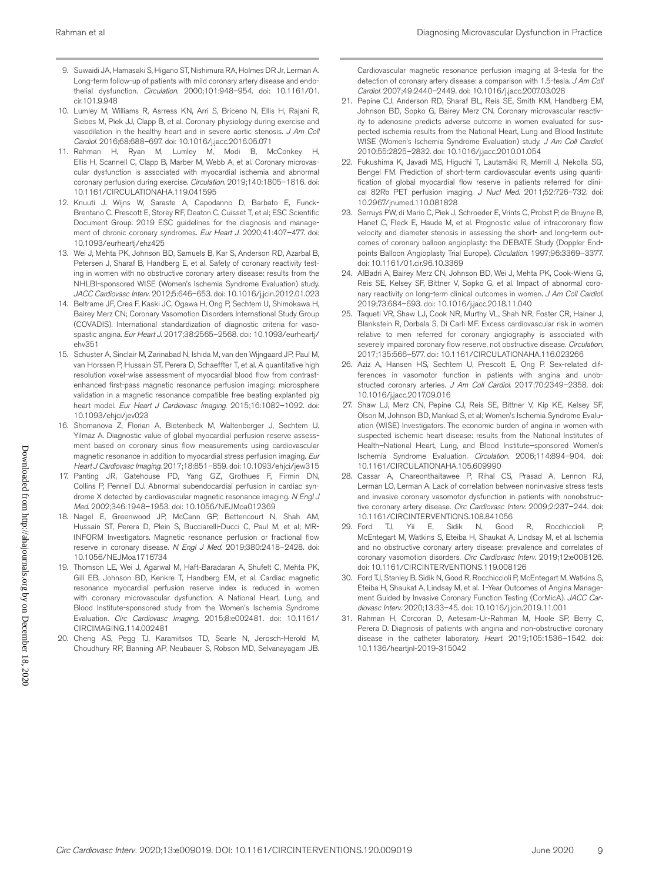9. Suwaidi JA, Hamasaki S, Higano ST, Nishimura RA, Holmes DR Jr, Lerman A. Long-term follow-up of patients with mild coronary artery disease and endothelial dysfunction. *Circulation*. 2000;101:948–954. doi: 10.1161/01.cir.101.9.948
10. Lumley M, Williams R, Asrress KN, Arri S, Briceno N, Ellis H, Rajani R, Siebes M, Piek JJ, Clapp B, et al. Coronary physiology during exercise and vasodilation in the healthy heart and in severe aortic stenosis. *J Am Coll Cardiol*. 2016;68:688–697. doi: 10.1016/j.jacc.2016.05.071
11. Rahman H, Ryan M, Lumley M, Modi B, McConkey H, Ellis H, Scannell C, Clapp B, Marber M, Webb A, et al. Coronary microvascular dysfunction is associated with myocardial ischemia and abnormal coronary perfusion during exercise. *Circulation*. 2019;140:1805–1816. doi: 10.1161/CIRCULATIONAHA.119.041595
12. Knuuti J, Wijns W, Saraste A, Capodanno D, Barbato E, Funck-Brentano C, Prescott E, Storey RF, Deaton C, Cuisset T, et al; ESC Scientific Document Group. 2019 ESC guidelines for the diagnosis and management of chronic coronary syndromes. *Eur Heart J*. 2020;41:407–477. doi: 10.1093/eurheartj/ehz425
13. Wei J, Mehta PK, Johnson BD, Samuels B, Kar S, Anderson RD, Azarbal B, Petersen J, Sharaf B, Handberg E, et al. Safety of coronary reactivity testing in women with no obstructive coronary artery disease: results from the NHLBI-sponsored WISE (Women's Ischemia Syndrome Evaluation) study. *JACC Cardiovasc Interv*. 2012;5:646–653. doi: 10.1016/j.jcin.2012.01.023
14. Beltrame JF, Crea F, Kaski JC, Ogawa H, Ong P, Sechtem U, Shimokawa H, Bairey Merz CN; Coronary Vasomotion Disorders International Study Group (COVADIS). International standardization of diagnostic criteria for vasospastic angina. *Eur Heart J*. 2017;38:2565–2568. doi: 10.1093/eurheartj/ehv351
15. Schuster A, Sinclair M, Zarinabad N, Ishida M, van den Wijngaard JP, Paul M, van Horssen P, Hussain ST, Perera D, Schaeffter T, et al. A quantitative high resolution voxel-wise assessment of myocardial blood flow from contrast-enhanced first-pass magnetic resonance perfusion imaging: microsphere validation in a magnetic resonance compatible free beating explanted pig heart model. *Eur Heart J Cardiovasc Imaging*. 2015;16:1082–1092. doi: 10.1093/ehjci/jev023
16. Shomanova Z, Florian A, Bietenbeck M, Waltenberger J, Sechtem U, Yilmaz A. Diagnostic value of global myocardial perfusion reserve assessment based on coronary sinus flow measurements using cardiovascular magnetic resonance in addition to myocardial stress perfusion imaging. *Eur Heart J Cardiovasc Imaging*. 2017;18:851–859. doi: 10.1093/ehjci/jew315
17. Panting JR, Gatehouse PD, Yang GZ, Grothues F, Firmin DN, Collins P, Pennell DJ. Abnormal subendocardial perfusion in cardiac syndrome X detected by cardiovascular magnetic resonance imaging. *N Engl J Med*. 2002;346:1948–1953. doi: 10.1056/NEJMoa012369
18. Nagel E, Greenwood JP, McCann GP, Bettencourt N, Shah AM, Hussain ST, Perera D, Plein S, Bucciarelli-Ducci C, Paul M, et al; MR-INFORM Investigators. Magnetic resonance perfusion or fractional flow reserve in coronary disease. *N Engl J Med*. 2019;380:2418–2428. doi: 10.1056/NEJMoa1716734
19. Thomson LE, Wei J, Agarwal M, Haft-Baradaran A, Shufelt C, Mehta PK, Gill EB, Johnson BD, Kenkre T, Handberg EM, et al. Cardiac magnetic resonance myocardial perfusion reserve index is reduced in women with coronary microvascular dysfunction. A National Heart, Lung, and Blood Institute-sponsored study from the Women's Ischemia Syndrome Evaluation. *Circ Cardiovasc Imaging*. 2015;8:e002481. doi: 10.1161/CIRCIMAGING.114.002481
20. Cheng AS, Pegg TJ, Karamitsos TD, Searle N, Jerosch-Herold M, Choudhury RP, Banning AP, Neubauer S, Robson MD, Selvanayagam JB. Cardiovascular magnetic resonance perfusion imaging at 3-tesla for the detection of coronary artery disease: a comparison with 1.5-tesla. *J Am Coll Cardiol*. 2007;49:2440–2449. doi: 10.1016/j.jacc.2007.03.028
21. Pepine CJ, Anderson RD, Sharaf BL, Reis SE, Smith KM, Handberg EM, Johnson BD, Sopko G, Bairey Merz CN. Coronary microvascular reactivity to adenosine predicts adverse outcome in women evaluated for suspected ischemia results from the National Heart, Lung and Blood Institute WISE (Women's Ischemia Syndrome Evaluation) study. *J Am Coll Cardiol*. 2010;55:2825–2832. doi: 10.1016/j.jacc.2010.01.054
22. Fukushima K, Javadi MS, Higuchi T, Lautamäki R, Merrill J, Nekolla SG, Bengel FM. Prediction of short-term cardiovascular events using quantification of global myocardial flow reserve in patients referred for clinical 82Rb PET perfusion imaging. *J Nucl Med*. 2011;52:726–732. doi: 10.2967/jnumed.110.081828
23. Serruys PW, di Mario C, Piek J, Schroeder E, Vrints C, Probst P, de Bruyne B, Hanet C, Fleck E, Haude M, et al. Prognostic value of intracoronary flow velocity and diameter stenosis in assessing the short- and long-term outcomes of coronary balloon angioplasty: the DEBATE Study (Doppler Endpoints Balloon Angioplasty Trial Europe). *Circulation*. 1997;96:3369–3377. doi: 10.1161/01.cir.96.10.3369
24. AlBadri A, Bairey Merz CN, Johnson BD, Wei J, Mehta PK, Cook-Wiens G, Reis SE, Kelsey SF, Bittner V, Sopko G, et al. Impact of abnormal coronary reactivity on long-term clinical outcomes in women. *J Am Coll Cardiol*. 2019;73:684–693. doi: 10.1016/j.jacc.2018.11.040
25. Taqueti VR, Shaw LJ, Cook NR, Murthy VL, Shah NR, Foster CR, Hainer J, Blankstein R, Dorbala S, Di Carli MF. Excess cardiovascular risk in women relative to men referred for coronary angiography is associated with severely impaired coronary flow reserve, not obstructive disease. *Circulation*. 2017;135:566–577. doi: 10.1161/CIRCULATIONAHA.116.023266
26. Aziz A, Hansen HS, Sechtem U, Prescott E, Ong P. Sex-related differences in vasomotor function in patients with angina and unobstructed coronary arteries. *J Am Coll Cardiol*. 2017;70:2349–2358. doi: 10.1016/j.jacc.2017.09.016
27. Shaw LJ, Merz CN, Pepine CJ, Reis SE, Bittner V, Kip KE, Kelsey SF, Olson M, Johnson BD, Mankad S, et al; Women's Ischemia Syndrome Evaluation (WISE) Investigators. The economic burden of angina in women with suspected ischemic heart disease: results from the National Institutes of Health–National Heart, Lung, and Blood Institute–sponsored Women's Ischemia Syndrome Evaluation. *Circulation*. 2006;114:894–904. doi: 10.1161/CIRCULATIONAHA.105.609990
28. Cassar A, Chareonthaitawee P, Rihal CS, Prasad A, Lennon RJ, Lerman LO, Lerman A. Lack of correlation between noninvasive stress tests and invasive coronary vasomotor dysfunction in patients with nonobstructive coronary artery disease. *Circ Cardiovasc Interv*. 2009;2:237–244. doi: 10.1161/CIRCINTERVENTIONS.108.841056
29. Ford TJ, Yii E, Sidik N, Good R, Rocchiccioli P, McEntegart M, Watkins S, Eteiba H, Shaukat A, Lindsay M, et al. Ischemia and no obstructive coronary artery disease: prevalence and correlates of coronary vasomotion disorders. *Circ Cardiovasc Interv*. 2019;12:e008126. doi: 10.1161/CIRCINTERVENTIONS.119.008126
30. Ford TJ, Stanley B, Sidik N, Good R, Rocchiccioli P, McEntegart M, Watkins S, Eteiba H, Shaukat A, Lindsay M, et al. 1-Year Outcomes of Angina Management Guided by Invasive Coronary Function Testing (CorMicA). *JACC Cardiovasc Interv*. 2020;13:33–45. doi: 10.1016/j.jcin.2019.11.001
31. Rahman H, Corcoran D, Aetesam-Ur-Rahman M, Hoole SP, Berry C, Perera D. Diagnosis of patients with angina and non-obstructive coronary disease in the catheter laboratory. *Heart*. 2019;105:1536–1542. doi: 10.1136/heartjnl-2019-315042